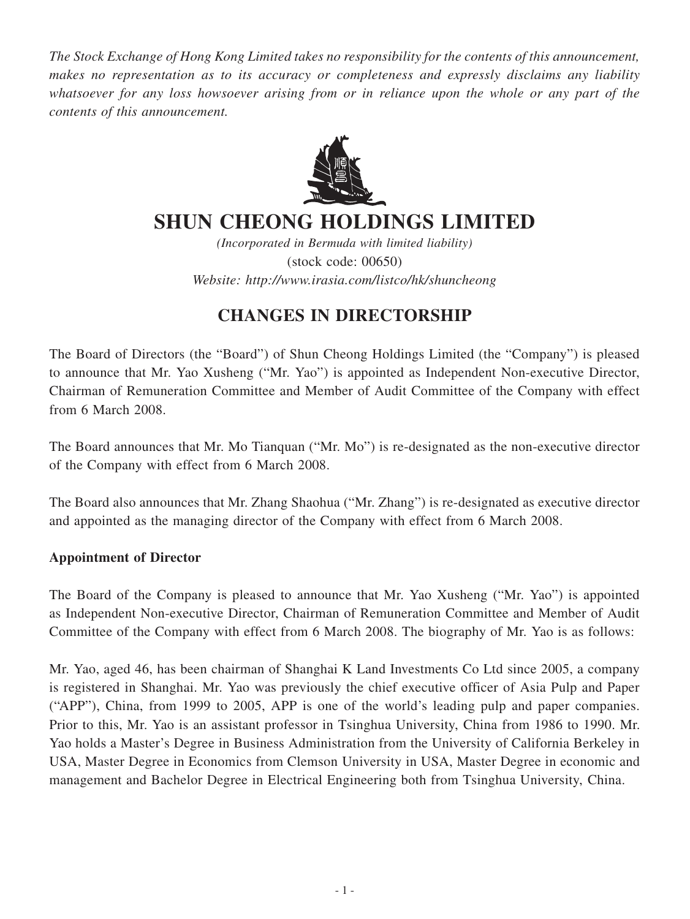*The Stock Exchange of Hong Kong Limited takes no responsibility for the contents of this announcement, makes no representation as to its accuracy or completeness and expressly disclaims any liability whatsoever for any loss howsoever arising from or in reliance upon the whole or any part of the contents of this announcement.*

# SHUN CHEONG HOLDINGS LIMITED

*(Incorporated in Bermuda with limited liability)*
(stock code: 00650)
*Website: http://www.irasia.com/listco/hk/shuncheong*

## CHANGES IN DIRECTORSHIP

The Board of Directors (the "Board") of Shun Cheong Holdings Limited (the "Company") is pleased to announce that Mr. Yao Xusheng ("Mr. Yao") is appointed as Independent Non-executive Director, Chairman of Remuneration Committee and Member of Audit Committee of the Company with effect from 6 March 2008.

The Board announces that Mr. Mo Tianquan ("Mr. Mo") is re-designated as the non-executive director of the Company with effect from 6 March 2008.

The Board also announces that Mr. Zhang Shaohua ("Mr. Zhang") is re-designated as executive director and appointed as the managing director of the Company with effect from 6 March 2008.

**Appointment of Director**

The Board of the Company is pleased to announce that Mr. Yao Xusheng ("Mr. Yao") is appointed as Independent Non-executive Director, Chairman of Remuneration Committee and Member of Audit Committee of the Company with effect from 6 March 2008. The biography of Mr. Yao is as follows:

Mr. Yao, aged 46, has been chairman of Shanghai K Land Investments Co Ltd since 2005, a company is registered in Shanghai. Mr. Yao was previously the chief executive officer of Asia Pulp and Paper ("APP"), China, from 1999 to 2005, APP is one of the world's leading pulp and paper companies. Prior to this, Mr. Yao is an assistant professor in Tsinghua University, China from 1986 to 1990. Mr. Yao holds a Master's Degree in Business Administration from the University of California Berkeley in USA, Master Degree in Economics from Clemson University in USA, Master Degree in economic and management and Bachelor Degree in Electrical Engineering both from Tsinghua University, China.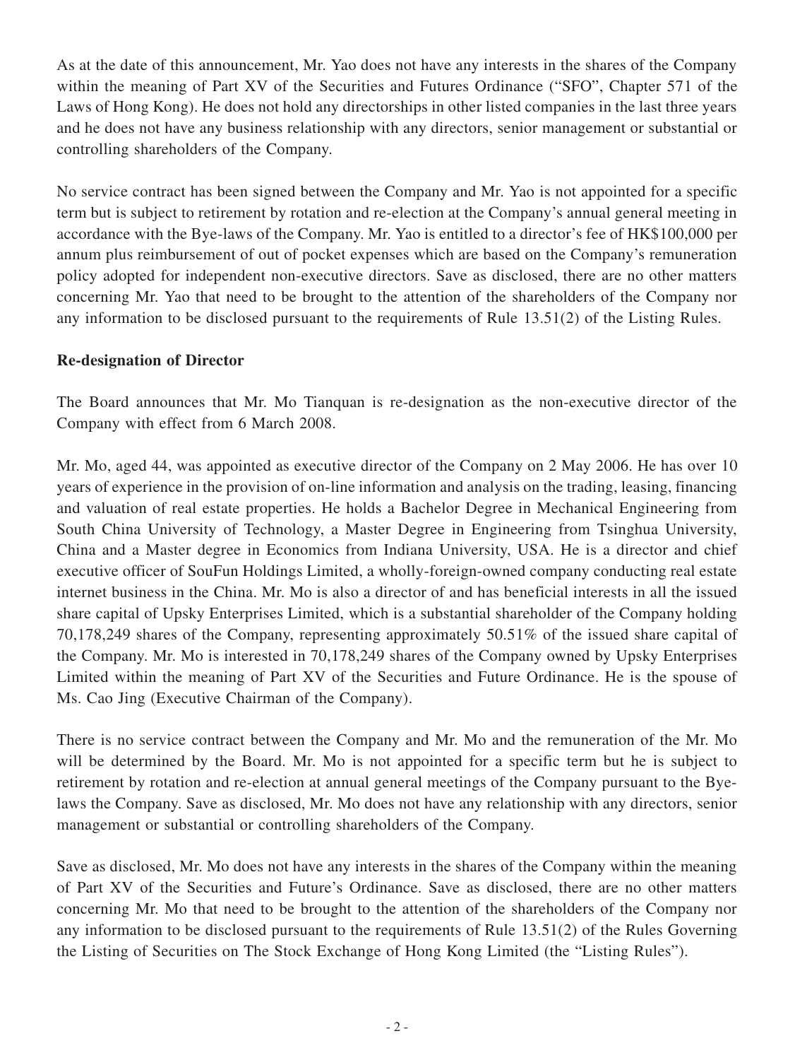As at the date of this announcement, Mr. Yao does not have any interests in the shares of the Company within the meaning of Part XV of the Securities and Futures Ordinance ("SFO", Chapter 571 of the Laws of Hong Kong). He does not hold any directorships in other listed companies in the last three years and he does not have any business relationship with any directors, senior management or substantial or controlling shareholders of the Company.

No service contract has been signed between the Company and Mr. Yao is not appointed for a specific term but is subject to retirement by rotation and re-election at the Company's annual general meeting in accordance with the Bye-laws of the Company. Mr. Yao is entitled to a director's fee of HK$100,000 per annum plus reimbursement of out of pocket expenses which are based on the Company's remuneration policy adopted for independent non-executive directors. Save as disclosed, there are no other matters concerning Mr. Yao that need to be brought to the attention of the shareholders of the Company nor any information to be disclosed pursuant to the requirements of Rule 13.51(2) of the Listing Rules.

**Re-designation of Director**

The Board announces that Mr. Mo Tianquan is re-designation as the non-executive director of the Company with effect from 6 March 2008.

Mr. Mo, aged 44, was appointed as executive director of the Company on 2 May 2006. He has over 10 years of experience in the provision of on-line information and analysis on the trading, leasing, financing and valuation of real estate properties. He holds a Bachelor Degree in Mechanical Engineering from South China University of Technology, a Master Degree in Engineering from Tsinghua University, China and a Master degree in Economics from Indiana University, USA. He is a director and chief executive officer of SouFun Holdings Limited, a wholly-foreign-owned company conducting real estate internet business in the China. Mr. Mo is also a director of and has beneficial interests in all the issued share capital of Upsky Enterprises Limited, which is a substantial shareholder of the Company holding 70,178,249 shares of the Company, representing approximately 50.51% of the issued share capital of the Company. Mr. Mo is interested in 70,178,249 shares of the Company owned by Upsky Enterprises Limited within the meaning of Part XV of the Securities and Future Ordinance. He is the spouse of Ms. Cao Jing (Executive Chairman of the Company).

There is no service contract between the Company and Mr. Mo and the remuneration of the Mr. Mo will be determined by the Board. Mr. Mo is not appointed for a specific term but he is subject to retirement by rotation and re-election at annual general meetings of the Company pursuant to the Bye-laws the Company. Save as disclosed, Mr. Mo does not have any relationship with any directors, senior management or substantial or controlling shareholders of the Company.

Save as disclosed, Mr. Mo does not have any interests in the shares of the Company within the meaning of Part XV of the Securities and Future's Ordinance. Save as disclosed, there are no other matters concerning Mr. Mo that need to be brought to the attention of the shareholders of the Company nor any information to be disclosed pursuant to the requirements of Rule 13.51(2) of the Rules Governing the Listing of Securities on The Stock Exchange of Hong Kong Limited (the "Listing Rules").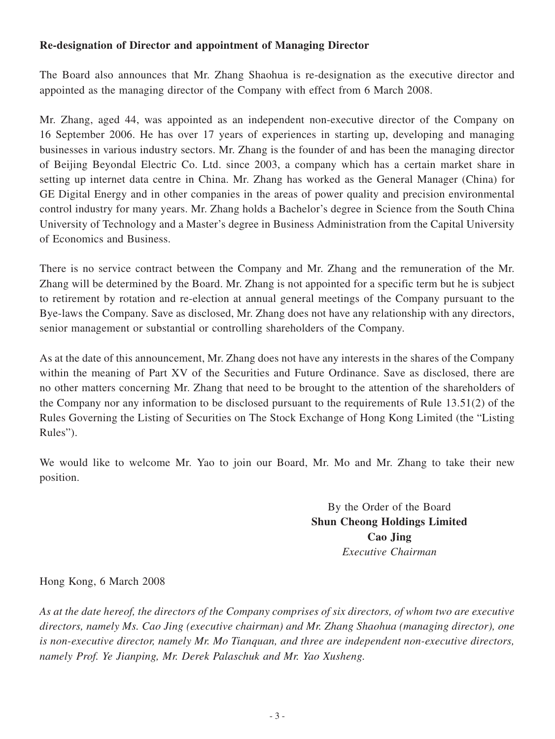**Re-designation of Director and appointment of Managing Director**

The Board also announces that Mr. Zhang Shaohua is re-designation as the executive director and appointed as the managing director of the Company with effect from 6 March 2008.

Mr. Zhang, aged 44, was appointed as an independent non-executive director of the Company on 16 September 2006. He has over 17 years of experiences in starting up, developing and managing businesses in various industry sectors. Mr. Zhang is the founder of and has been the managing director of Beijing Beyondal Electric Co. Ltd. since 2003, a company which has a certain market share in setting up internet data centre in China. Mr. Zhang has worked as the General Manager (China) for GE Digital Energy and in other companies in the areas of power quality and precision environmental control industry for many years. Mr. Zhang holds a Bachelor's degree in Science from the South China University of Technology and a Master's degree in Business Administration from the Capital University of Economics and Business.

There is no service contract between the Company and Mr. Zhang and the remuneration of the Mr. Zhang will be determined by the Board. Mr. Zhang is not appointed for a specific term but he is subject to retirement by rotation and re-election at annual general meetings of the Company pursuant to the Bye-laws the Company. Save as disclosed, Mr. Zhang does not have any relationship with any directors, senior management or substantial or controlling shareholders of the Company.

As at the date of this announcement, Mr. Zhang does not have any interests in the shares of the Company within the meaning of Part XV of the Securities and Future Ordinance. Save as disclosed, there are no other matters concerning Mr. Zhang that need to be brought to the attention of the shareholders of the Company nor any information to be disclosed pursuant to the requirements of Rule 13.51(2) of the Rules Governing the Listing of Securities on The Stock Exchange of Hong Kong Limited (the "Listing Rules").

We would like to welcome Mr. Yao to join our Board, Mr. Mo and Mr. Zhang to take their new position.

By the Order of the Board
**Shun Cheong Holdings Limited**
**Cao Jing**
*Executive Chairman*

Hong Kong, 6 March 2008

*As at the date hereof, the directors of the Company comprises of six directors, of whom two are executive directors, namely Ms. Cao Jing (executive chairman) and Mr. Zhang Shaohua (managing director), one is non-executive director, namely Mr. Mo Tianquan, and three are independent non-executive directors, namely Prof. Ye Jianping, Mr. Derek Palaschuk and Mr. Yao Xusheng.*